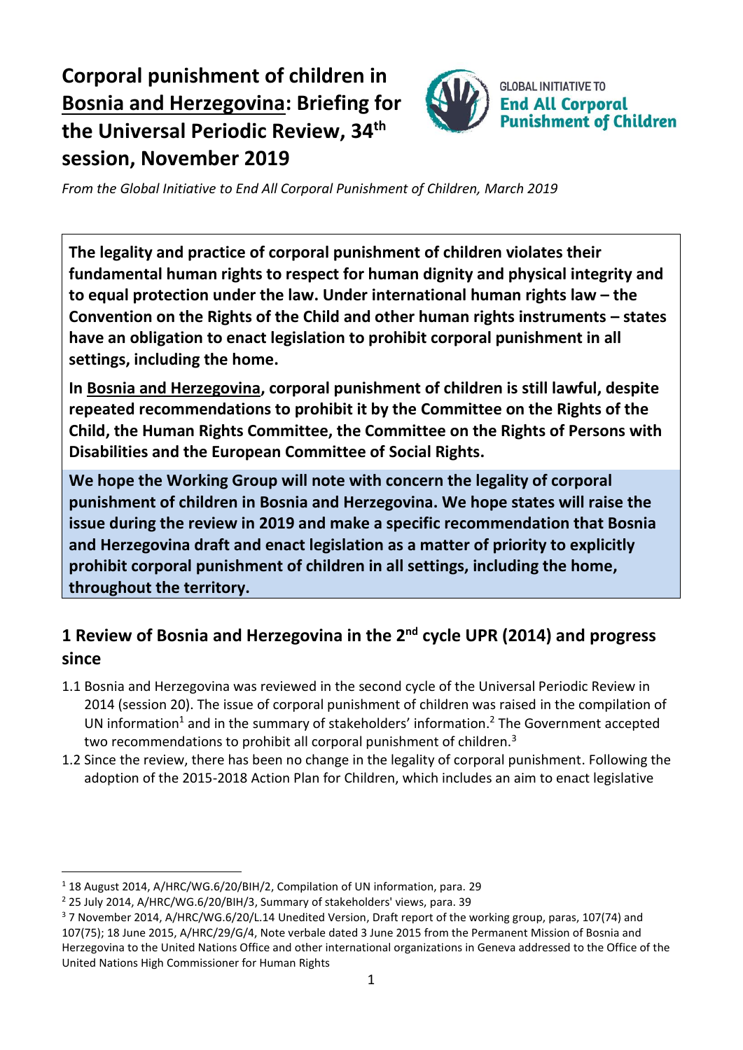# Corporal punishment of children in Bosnia and Herzegovina: Briefing for the Universal Periodic Review, 34th session, November 2019

GLOBAL INITIATIVE TO **End All Corporal Punishment of Children**

*From the Global Initiative to End All Corporal Punishment of Children, March 2019*

**The legality and practice of corporal punishment of children violates their fundamental human rights to respect for human dignity and physical integrity and to equal protection under the law. Under international human rights law – the Convention on the Rights of the Child and other human rights instruments – states have an obligation to enact legislation to prohibit corporal punishment in all settings, including the home.**

**In Bosnia and Herzegovina, corporal punishment of children is still lawful, despite repeated recommendations to prohibit it by the Committee on the Rights of the Child, the Human Rights Committee, the Committee on the Rights of Persons with Disabilities and the European Committee of Social Rights.**

**We hope the Working Group will note with concern the legality of corporal punishment of children in Bosnia and Herzegovina. We hope states will raise the issue during the review in 2019 and make a specific recommendation that Bosnia and Herzegovina draft and enact legislation as a matter of priority to explicitly prohibit corporal punishment of children in all settings, including the home, throughout the territory.**

## 1 Review of Bosnia and Herzegovina in the 2nd cycle UPR (2014) and progress since

1.1 Bosnia and Herzegovina was reviewed in the second cycle of the Universal Periodic Review in 2014 (session 20). The issue of corporal punishment of children was raised in the compilation of UN information[1] and in the summary of stakeholders' information.[2] The Government accepted two recommendations to prohibit all corporal punishment of children.[3]

1.2 Since the review, there has been no change in the legality of corporal punishment. Following the adoption of the 2015-2018 Action Plan for Children, which includes an aim to enact legislative

---

[1] 18 August 2014, A/HRC/WG.6/20/BIH/2, Compilation of UN information, para. 29

[2] 25 July 2014, A/HRC/WG.6/20/BIH/3, Summary of stakeholders' views, para. 39

[3] 7 November 2014, A/HRC/WG.6/20/L.14 Unedited Version, Draft report of the working group, paras, 107(74) and 107(75); 18 June 2015, A/HRC/29/G/4, Note verbale dated 3 June 2015 from the Permanent Mission of Bosnia and Herzegovina to the United Nations Office and other international organizations in Geneva addressed to the Office of the United Nations High Commissioner for Human Rights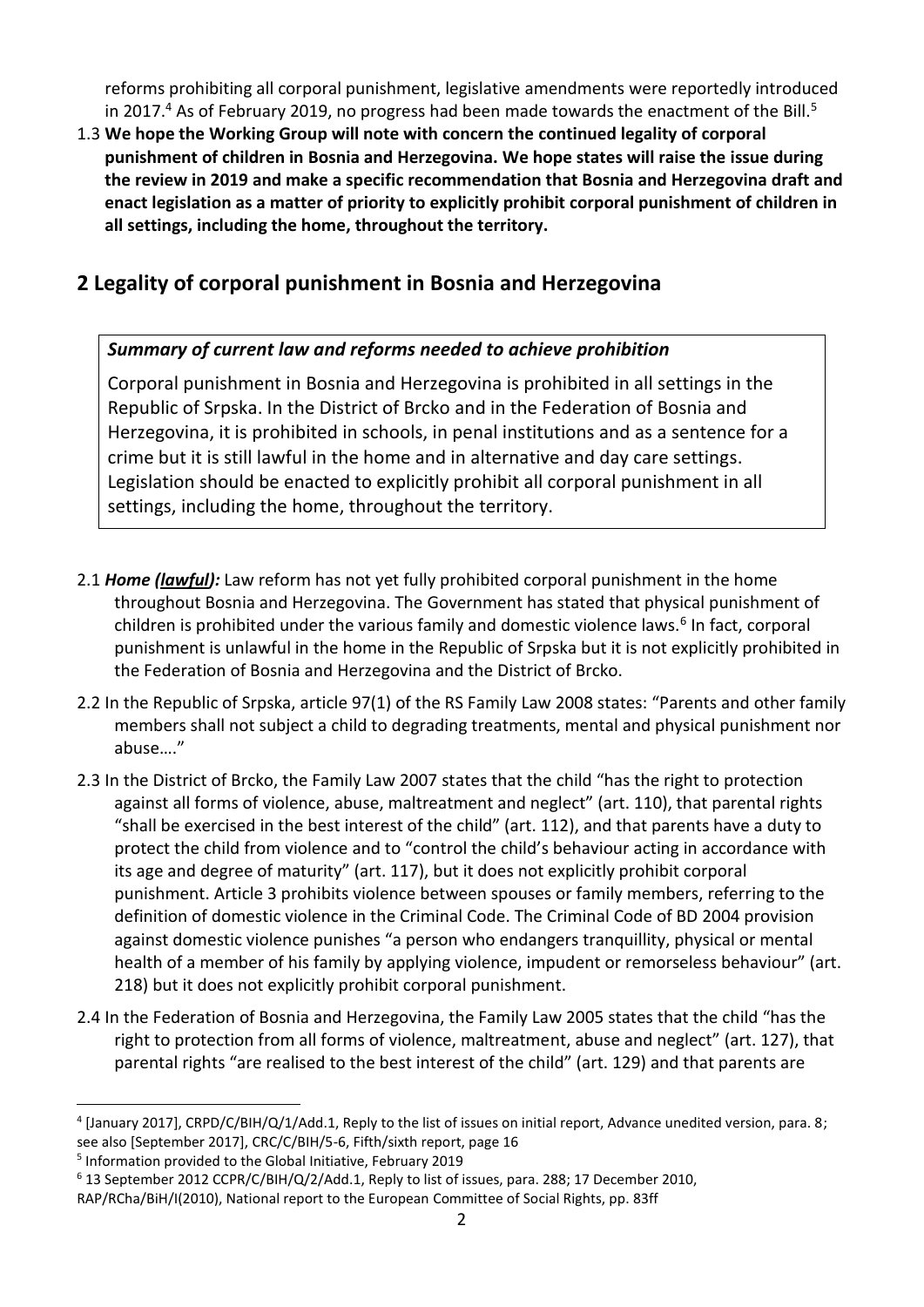reforms prohibiting all corporal punishment, legislative amendments were reportedly introduced in 2017.[4] As of February 2019, no progress had been made towards the enactment of the Bill.[5]

1.3 **We hope the Working Group will note with concern the continued legality of corporal punishment of children in Bosnia and Herzegovina. We hope states will raise the issue during the review in 2019 and make a specific recommendation that Bosnia and Herzegovina draft and enact legislation as a matter of priority to explicitly prohibit corporal punishment of children in all settings, including the home, throughout the territory.**

## 2 Legality of corporal punishment in Bosnia and Herzegovina

***Summary of current law and reforms needed to achieve prohibition***

Corporal punishment in Bosnia and Herzegovina is prohibited in all settings in the Republic of Srpska. In the District of Brcko and in the Federation of Bosnia and Herzegovina, it is prohibited in schools, in penal institutions and as a sentence for a crime but it is still lawful in the home and in alternative and day care settings. Legislation should be enacted to explicitly prohibit all corporal punishment in all settings, including the home, throughout the territory.

2.1 ***Home (lawful):*** Law reform has not yet fully prohibited corporal punishment in the home throughout Bosnia and Herzegovina. The Government has stated that physical punishment of children is prohibited under the various family and domestic violence laws.[6] In fact, corporal punishment is unlawful in the home in the Republic of Srpska but it is not explicitly prohibited in the Federation of Bosnia and Herzegovina and the District of Brcko.

2.2 In the Republic of Srpska, article 97(1) of the RS Family Law 2008 states: "Parents and other family members shall not subject a child to degrading treatments, mental and physical punishment nor abuse…."

2.3 In the District of Brcko, the Family Law 2007 states that the child "has the right to protection against all forms of violence, abuse, maltreatment and neglect" (art. 110), that parental rights "shall be exercised in the best interest of the child" (art. 112), and that parents have a duty to protect the child from violence and to "control the child's behaviour acting in accordance with its age and degree of maturity" (art. 117), but it does not explicitly prohibit corporal punishment. Article 3 prohibits violence between spouses or family members, referring to the definition of domestic violence in the Criminal Code. The Criminal Code of BD 2004 provision against domestic violence punishes "a person who endangers tranquillity, physical or mental health of a member of his family by applying violence, impudent or remorseless behaviour" (art. 218) but it does not explicitly prohibit corporal punishment.

2.4 In the Federation of Bosnia and Herzegovina, the Family Law 2005 states that the child "has the right to protection from all forms of violence, maltreatment, abuse and neglect" (art. 127), that parental rights "are realised to the best interest of the child" (art. 129) and that parents are

---

[4] [January 2017], CRPD/C/BIH/Q/1/Add.1, Reply to the list of issues on initial report, Advance unedited version, para. 8; see also [September 2017], CRC/C/BIH/5-6, Fifth/sixth report, page 16

[5] Information provided to the Global Initiative, February 2019

[6] 13 September 2012 CCPR/C/BIH/Q/2/Add.1, Reply to list of issues, para. 288; 17 December 2010, RAP/RCha/BiH/I(2010), National report to the European Committee of Social Rights, pp. 83ff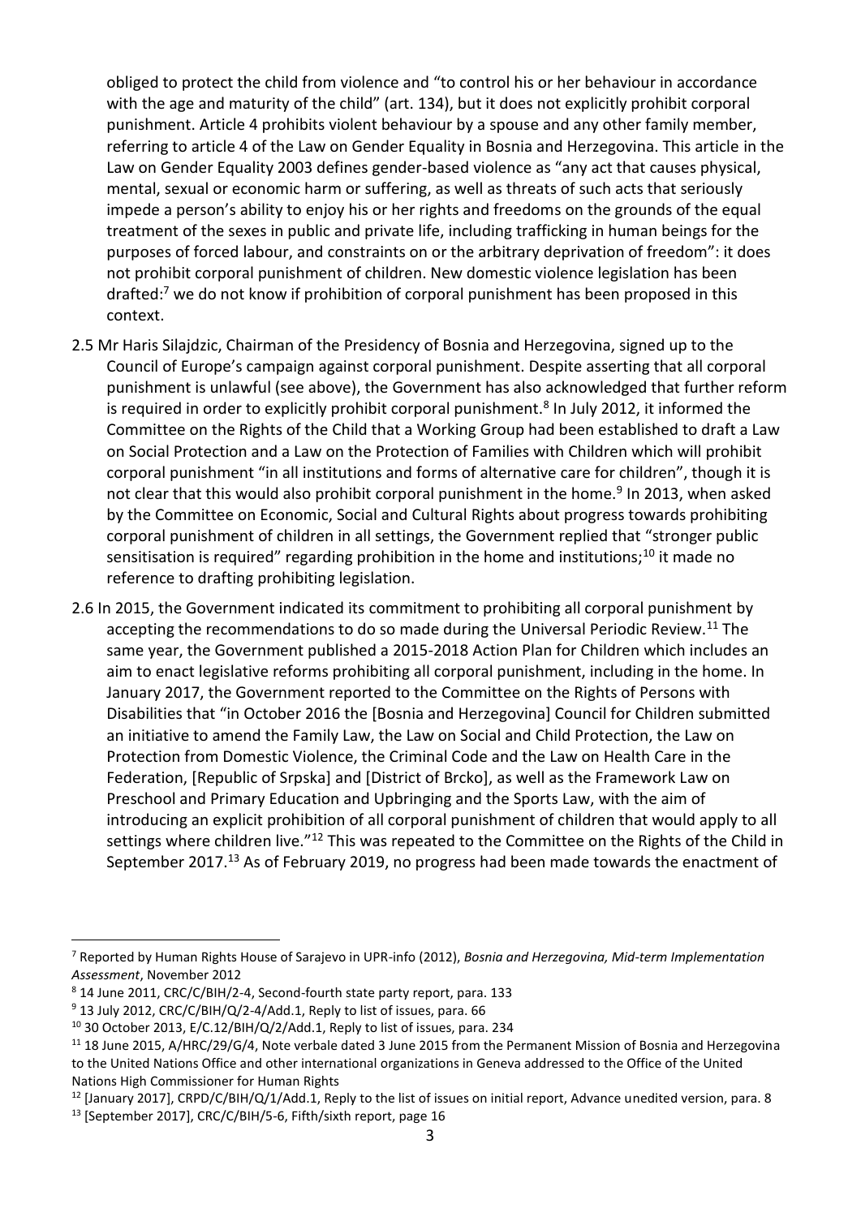obliged to protect the child from violence and "to control his or her behaviour in accordance with the age and maturity of the child" (art. 134), but it does not explicitly prohibit corporal punishment. Article 4 prohibits violent behaviour by a spouse and any other family member, referring to article 4 of the Law on Gender Equality in Bosnia and Herzegovina. This article in the Law on Gender Equality 2003 defines gender-based violence as "any act that causes physical, mental, sexual or economic harm or suffering, as well as threats of such acts that seriously impede a person's ability to enjoy his or her rights and freedoms on the grounds of the equal treatment of the sexes in public and private life, including trafficking in human beings for the purposes of forced labour, and constraints on or the arbitrary deprivation of freedom": it does not prohibit corporal punishment of children. New domestic violence legislation has been drafted:[7] we do not know if prohibition of corporal punishment has been proposed in this context.

2.5 Mr Haris Silajdzic, Chairman of the Presidency of Bosnia and Herzegovina, signed up to the Council of Europe's campaign against corporal punishment. Despite asserting that all corporal punishment is unlawful (see above), the Government has also acknowledged that further reform is required in order to explicitly prohibit corporal punishment.[8] In July 2012, it informed the Committee on the Rights of the Child that a Working Group had been established to draft a Law on Social Protection and a Law on the Protection of Families with Children which will prohibit corporal punishment "in all institutions and forms of alternative care for children", though it is not clear that this would also prohibit corporal punishment in the home.[9] In 2013, when asked by the Committee on Economic, Social and Cultural Rights about progress towards prohibiting corporal punishment of children in all settings, the Government replied that "stronger public sensitisation is required" regarding prohibition in the home and institutions;[10] it made no reference to drafting prohibiting legislation.

2.6 In 2015, the Government indicated its commitment to prohibiting all corporal punishment by accepting the recommendations to do so made during the Universal Periodic Review.[11] The same year, the Government published a 2015-2018 Action Plan for Children which includes an aim to enact legislative reforms prohibiting all corporal punishment, including in the home. In January 2017, the Government reported to the Committee on the Rights of Persons with Disabilities that "in October 2016 the [Bosnia and Herzegovina] Council for Children submitted an initiative to amend the Family Law, the Law on Social and Child Protection, the Law on Protection from Domestic Violence, the Criminal Code and the Law on Health Care in the Federation, [Republic of Srpska] and [District of Brcko], as well as the Framework Law on Preschool and Primary Education and Upbringing and the Sports Law, with the aim of introducing an explicit prohibition of all corporal punishment of children that would apply to all settings where children live."[12] This was repeated to the Committee on the Rights of the Child in September 2017.[13] As of February 2019, no progress had been made towards the enactment of

---

[7] Reported by Human Rights House of Sarajevo in UPR-info (2012), *Bosnia and Herzegovina, Mid-term Implementation Assessment*, November 2012

[8] 14 June 2011, CRC/C/BIH/2-4, Second-fourth state party report, para. 133

[9] 13 July 2012, CRC/C/BIH/Q/2-4/Add.1, Reply to list of issues, para. 66

[10] 30 October 2013, E/C.12/BIH/Q/2/Add.1, Reply to list of issues, para. 234

[11] 18 June 2015, A/HRC/29/G/4, Note verbale dated 3 June 2015 from the Permanent Mission of Bosnia and Herzegovina to the United Nations Office and other international organizations in Geneva addressed to the Office of the United Nations High Commissioner for Human Rights

[12] [January 2017], CRPD/C/BIH/Q/1/Add.1, Reply to the list of issues on initial report, Advance unedited version, para. 8

[13] [September 2017], CRC/C/BIH/5-6, Fifth/sixth report, page 16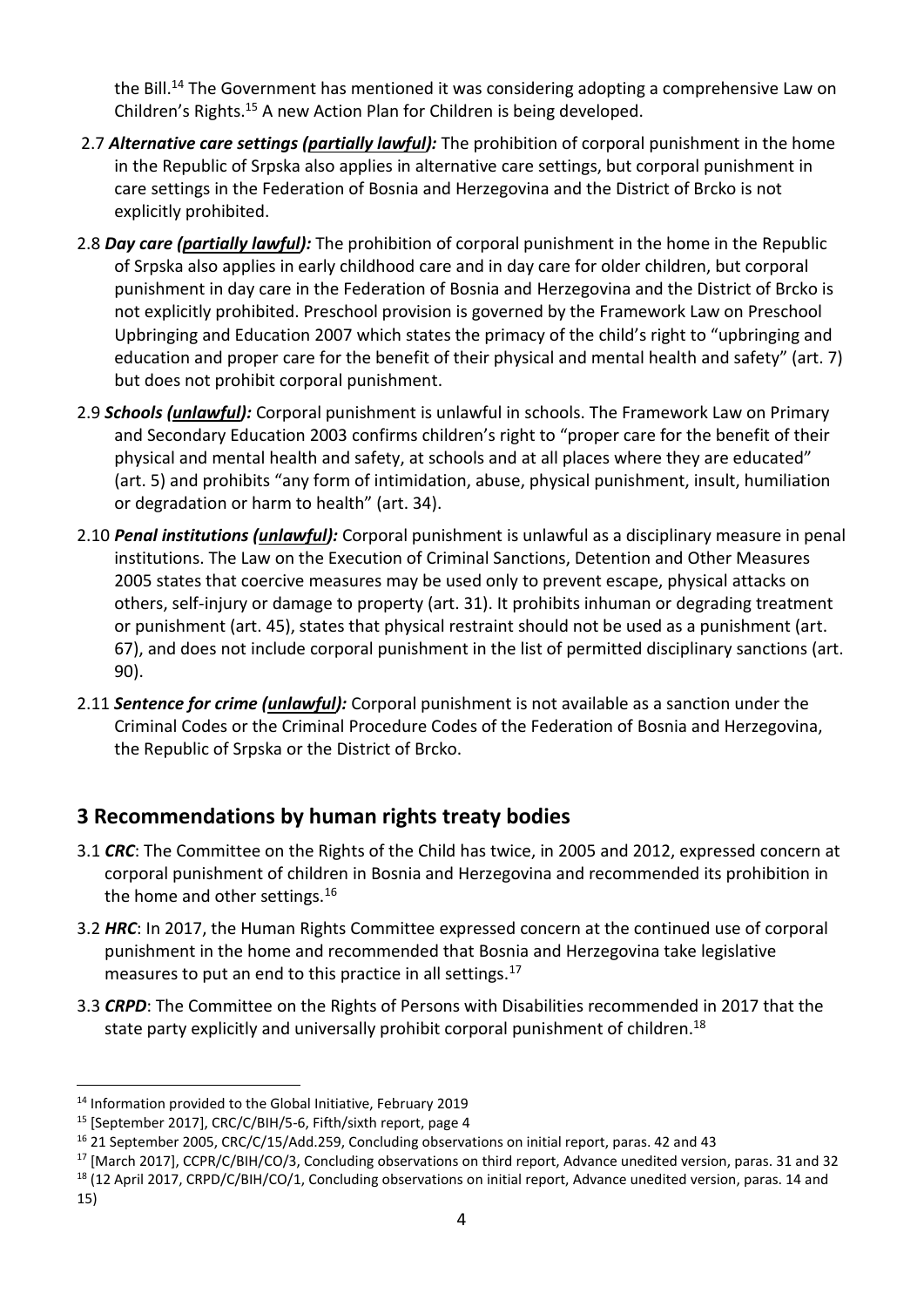the Bill.[14] The Government has mentioned it was considering adopting a comprehensive Law on Children's Rights.[15] A new Action Plan for Children is being developed.

2.7 ***Alternative care settings (partially lawful):*** The prohibition of corporal punishment in the home in the Republic of Srpska also applies in alternative care settings, but corporal punishment in care settings in the Federation of Bosnia and Herzegovina and the District of Brcko is not explicitly prohibited.

2.8 ***Day care (partially lawful):*** The prohibition of corporal punishment in the home in the Republic of Srpska also applies in early childhood care and in day care for older children, but corporal punishment in day care in the Federation of Bosnia and Herzegovina and the District of Brcko is not explicitly prohibited. Preschool provision is governed by the Framework Law on Preschool Upbringing and Education 2007 which states the primacy of the child's right to "upbringing and education and proper care for the benefit of their physical and mental health and safety" (art. 7) but does not prohibit corporal punishment.

2.9 ***Schools (unlawful):*** Corporal punishment is unlawful in schools. The Framework Law on Primary and Secondary Education 2003 confirms children's right to "proper care for the benefit of their physical and mental health and safety, at schools and at all places where they are educated" (art. 5) and prohibits "any form of intimidation, abuse, physical punishment, insult, humiliation or degradation or harm to health" (art. 34).

2.10 ***Penal institutions (unlawful):*** Corporal punishment is unlawful as a disciplinary measure in penal institutions. The Law on the Execution of Criminal Sanctions, Detention and Other Measures 2005 states that coercive measures may be used only to prevent escape, physical attacks on others, self-injury or damage to property (art. 31). It prohibits inhuman or degrading treatment or punishment (art. 45), states that physical restraint should not be used as a punishment (art. 67), and does not include corporal punishment in the list of permitted disciplinary sanctions (art. 90).

2.11 ***Sentence for crime (unlawful):*** Corporal punishment is not available as a sanction under the Criminal Codes or the Criminal Procedure Codes of the Federation of Bosnia and Herzegovina, the Republic of Srpska or the District of Brcko.

## 3 Recommendations by human rights treaty bodies

3.1 ***CRC***: The Committee on the Rights of the Child has twice, in 2005 and 2012, expressed concern at corporal punishment of children in Bosnia and Herzegovina and recommended its prohibition in the home and other settings.[16]

3.2 ***HRC***: In 2017, the Human Rights Committee expressed concern at the continued use of corporal punishment in the home and recommended that Bosnia and Herzegovina take legislative measures to put an end to this practice in all settings.[17]

3.3 ***CRPD***: The Committee on the Rights of Persons with Disabilities recommended in 2017 that the state party explicitly and universally prohibit corporal punishment of children.[18]

---

[14] Information provided to the Global Initiative, February 2019

[15] [September 2017], CRC/C/BIH/5-6, Fifth/sixth report, page 4

[16] 21 September 2005, CRC/C/15/Add.259, Concluding observations on initial report, paras. 42 and 43

[17] [March 2017], CCPR/C/BIH/CO/3, Concluding observations on third report, Advance unedited version, paras. 31 and 32

[18] (12 April 2017, CRPD/C/BIH/CO/1, Concluding observations on initial report, Advance unedited version, paras. 14 and 15)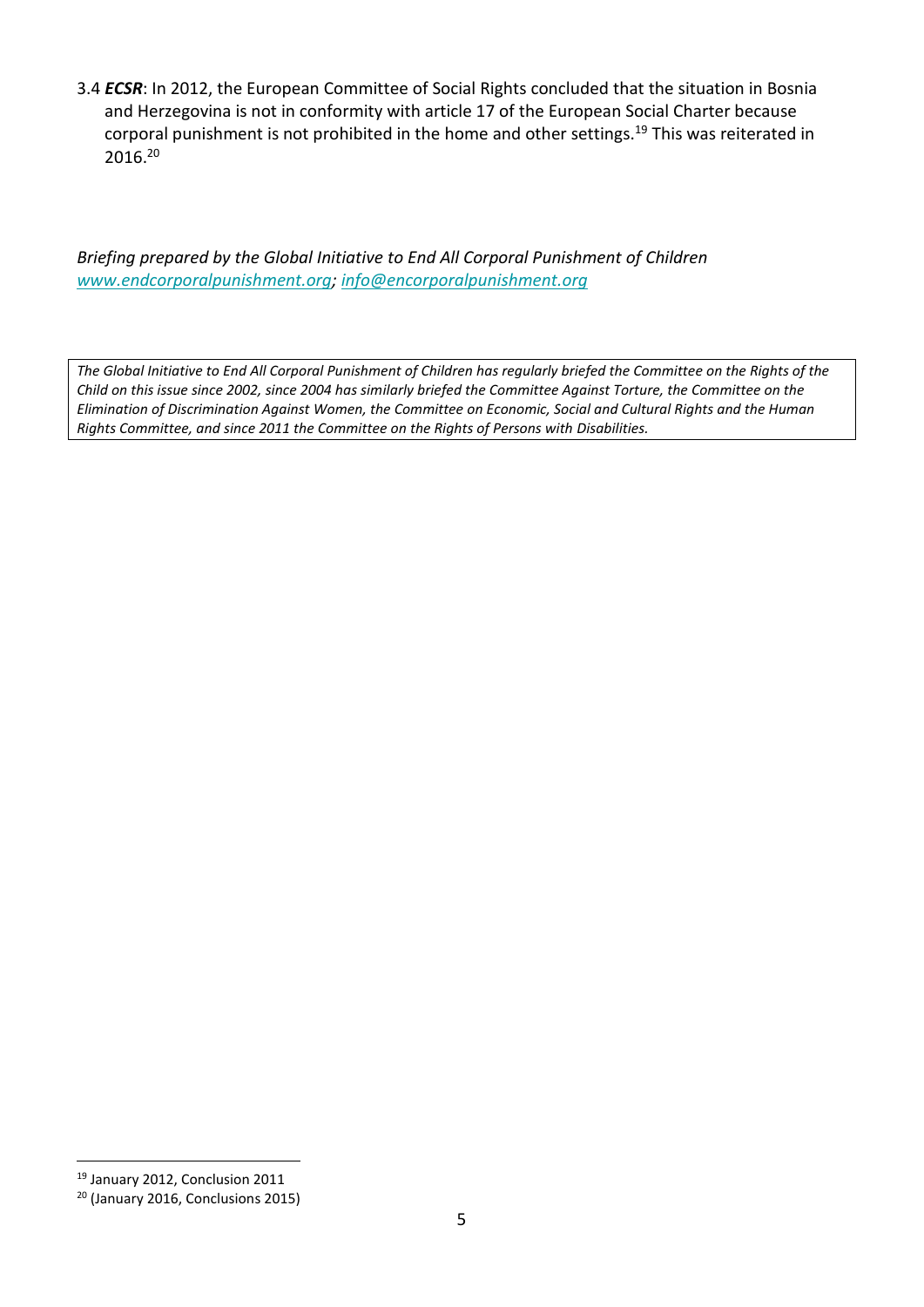3.4 ***ECSR***: In 2012, the European Committee of Social Rights concluded that the situation in Bosnia and Herzegovina is not in conformity with article 17 of the European Social Charter because corporal punishment is not prohibited in the home and other settings.[19] This was reiterated in 2016.[20]

*Briefing prepared by the Global Initiative to End All Corporal Punishment of Children*
*www.endcorporalpunishment.org; info@encorporalpunishment.org*

*The Global Initiative to End All Corporal Punishment of Children has regularly briefed the Committee on the Rights of the Child on this issue since 2002, since 2004 has similarly briefed the Committee Against Torture, the Committee on the Elimination of Discrimination Against Women, the Committee on Economic, Social and Cultural Rights and the Human Rights Committee, and since 2011 the Committee on the Rights of Persons with Disabilities.*

---

[19] January 2012, Conclusion 2011

[20] (January 2016, Conclusions 2015)